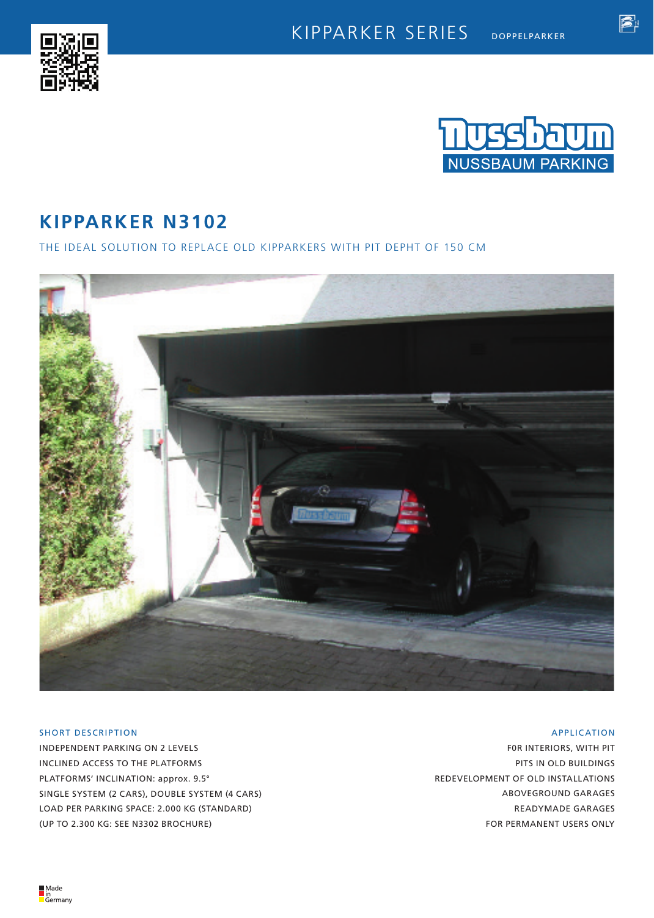KIPPARKER SERIES DOPPELPARKER

Nussbaum
NUSSBAUM PARKING

# KIPPARKER N3102

THE IDEAL SOLUTION TO REPLACE OLD KIPPARKERS WITH PIT DEPHT OF 150 CM

## SHORT DESCRIPTION

INDEPENDENT PARKING ON 2 LEVELS
INCLINED ACCESS TO THE PLATFORMS
PLATFORMS' INCLINATION: approx. 9.5°
SINGLE SYSTEM (2 CARS), DOUBLE SYSTEM (4 CARS)
LOAD PER PARKING SPACE: 2.000 KG (STANDARD)
(UP TO 2.300 KG: SEE N3302 BROCHURE)

## APPLICATION

F0R INTERIORS, WITH PIT
PITS IN OLD BUILDINGS
REDEVELOPMENT OF OLD INSTALLATIONS
ABOVEGROUND GARAGES
READYMADE GARAGES
FOR PERMANENT USERS ONLY

Made in Germany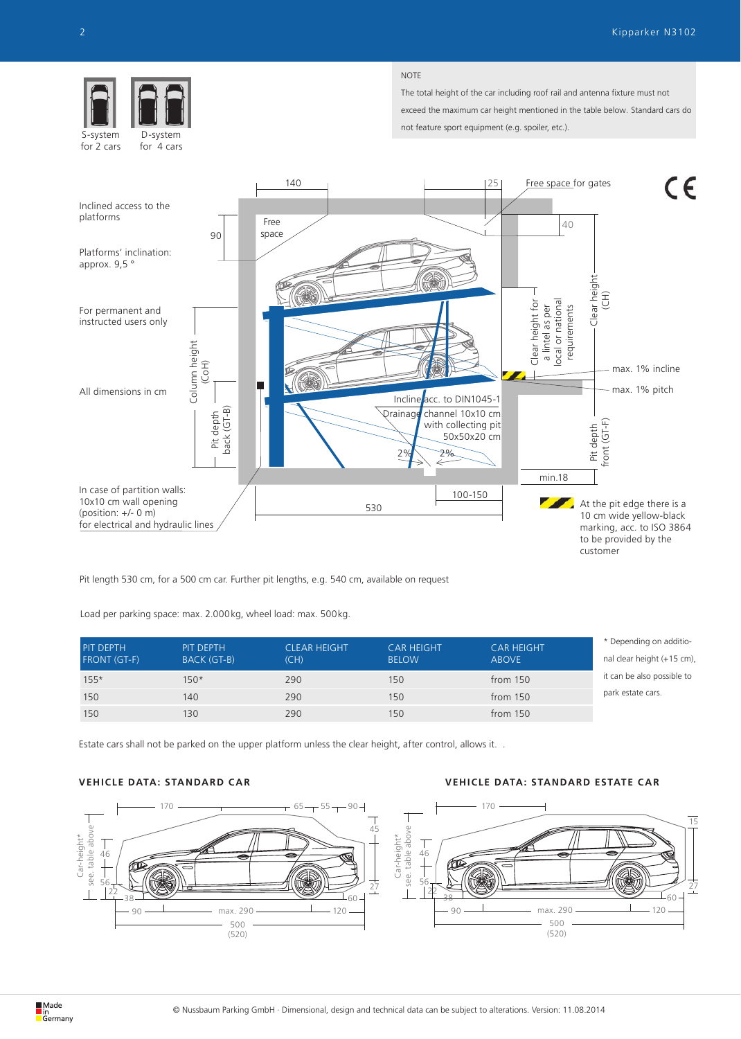S-system for 2 cars

D-system for 4 cars

NOTE

The total height of the car including roof rail and antenna fixture must not exceed the maximum car height mentioned in the table below. Standard cars do not feature sport equipment (e.g. spoiler, etc.).

Inclined access to the platforms

Platforms' inclination: approx. 9,5 °

For permanent and instructed users only

All dimensions in cm

In case of partition walls: 10x10 cm wall opening (position: +/- 0 m) for electrical and hydraulic lines

At the pit edge there is a 10 cm wide yellow-black marking, acc. to ISO 3864 to be provided by the customer

Pit length 530 cm, for a 500 cm car. Further pit lengths, e.g. 540 cm, available on request

Load per parking space: max. 2.000 kg, wheel load: max. 500 kg.

| PIT DEPTH FRONT (GT-F) | PIT DEPTH BACK (GT-B) | CLEAR HEIGHT (CH) | CAR HEIGHT BELOW | CAR HEIGHT ABOVE |
|---|---|---|---|---|
| 155* | 150* | 290 | 150 | from 150 |
| 150 | 140 | 290 | 150 | from 150 |
| 150 | 130 | 290 | 150 | from 150 |

* Depending on additional clear height (+15 cm), it can be also possible to park estate cars.

Estate cars shall not be parked on the upper platform unless the clear height, after control, allows it.

## VEHICLE DATA: STANDARD CAR

## VEHICLE DATA: STANDARD ESTATE CAR

© Nussbaum Parking GmbH · Dimensional, design and technical data can be subject to alterations. Version: 11.08.2014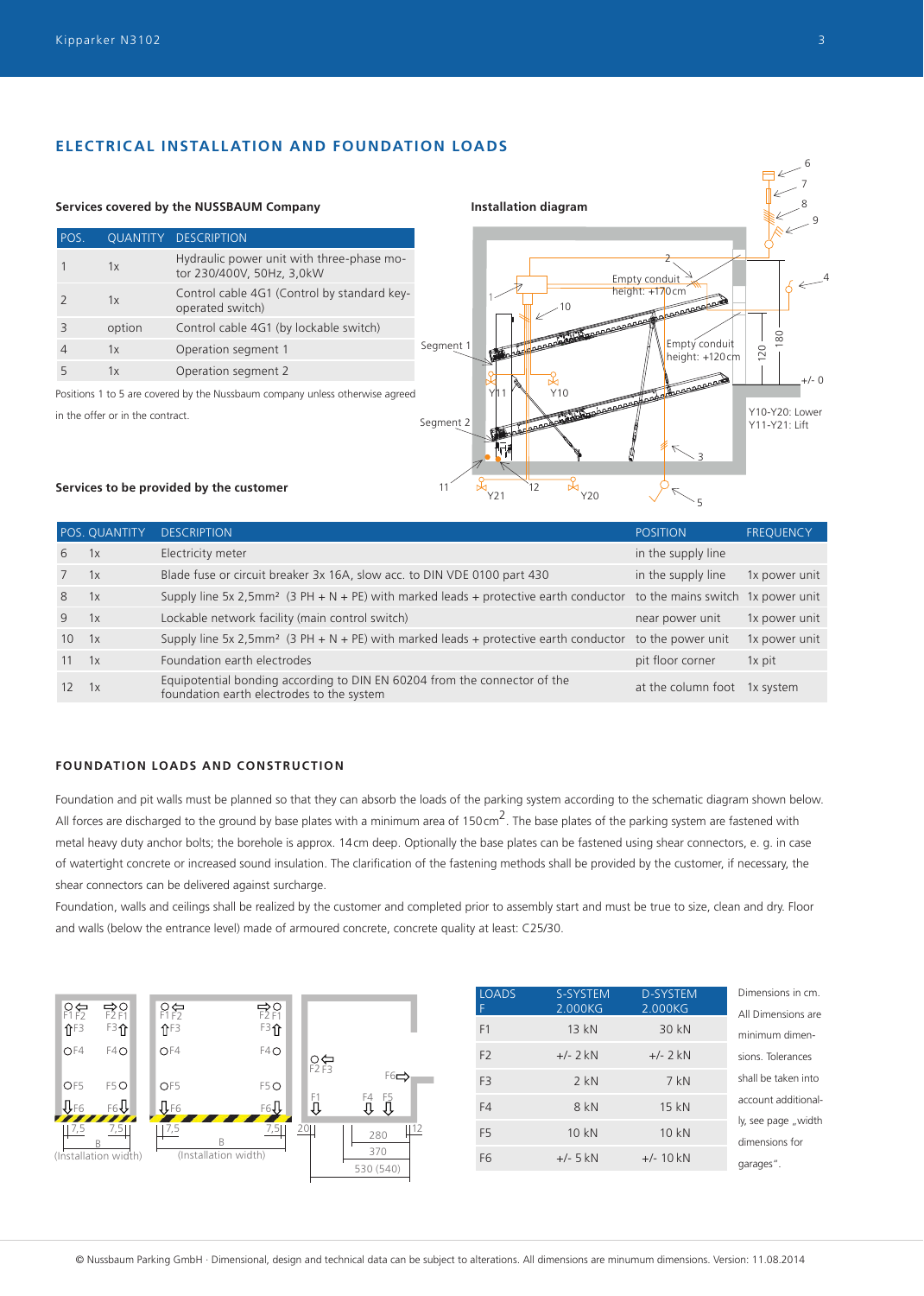## ELECTRICAL INSTALLATION AND FOUNDATION LOADS

### Services covered by the NUSSBAUM Company

| POS. | QUANTITY | DESCRIPTION |
|---|---|---|
| 1 | 1x | Hydraulic power unit with three-phase motor 230/400V, 50Hz, 3,0kW |
| 2 | 1x | Control cable 4G1 (Control by standard key-operated switch) |
| 3 | option | Control cable 4G1 (by lockable switch) |
| 4 | 1x | Operation segment 1 |
| 5 | 1x | Operation segment 2 |

Positions 1 to 5 are covered by the Nussbaum company unless otherwise agreed in the offer or in the contract.

### Installation diagram

Y10-Y20: Lower
Y11-Y21: Lift

### Services to be provided by the customer

| POS. | QUANTITY | DESCRIPTION | POSITION | FREQUENCY |
|---|---|---|---|---|
| 6 | 1x | Electricity meter | in the supply line | |
| 7 | 1x | Blade fuse or circuit breaker 3x 16A, slow acc. to DIN VDE 0100 part 430 | in the supply line | 1x power unit |
| 8 | 1x | Supply line 5x 2,5mm² (3 PH + N + PE) with marked leads + protective earth conductor | to the mains switch | 1x power unit |
| 9 | 1x | Lockable network facility (main control switch) | near power unit | 1x power unit |
| 10 | 1x | Supply line 5x 2,5mm² (3 PH + N + PE) with marked leads + protective earth conductor | to the power unit | 1x power unit |
| 11 | 1x | Foundation earth electrodes | pit floor corner | 1x pit |
| 12 | 1x | Equipotential bonding according to DIN EN 60204 from the connector of the foundation earth electrodes to the system | at the column foot | 1x system |

### FOUNDATION LOADS AND CONSTRUCTION

Foundation and pit walls must be planned so that they can absorb the loads of the parking system according to the schematic diagram shown below. All forces are discharged to the ground by base plates with a minimum area of 150 cm². The base plates of the parking system are fastened with metal heavy duty anchor bolts; the borehole is approx. 14 cm deep. Optionally the base plates can be fastened using shear connectors, e. g. in case of watertight concrete or increased sound insulation. The clarification of the fastening methods shall be provided by the customer, if necessary, the shear connectors can be delivered against surcharge.

Foundation, walls and ceilings shall be realized by the customer and completed prior to assembly start and must be true to size, clean and dry. Floor and walls (below the entrance level) made of armoured concrete, concrete quality at least: C25/30.

| LOADS F | S-SYSTEM 2.000KG | D-SYSTEM 2.000KG |
|---|---|---|
| F1 | 13 kN | 30 kN |
| F2 | +/- 2 kN | +/- 2 kN |
| F3 | 2 kN | 7 kN |
| F4 | 8 kN | 15 kN |
| F5 | 10 kN | 10 kN |
| F6 | +/- 5 kN | +/- 10 kN |

Dimensions in cm. All Dimensions are minimum dimensions. Tolerances shall be taken into account additionally, see page „width dimensions for garages".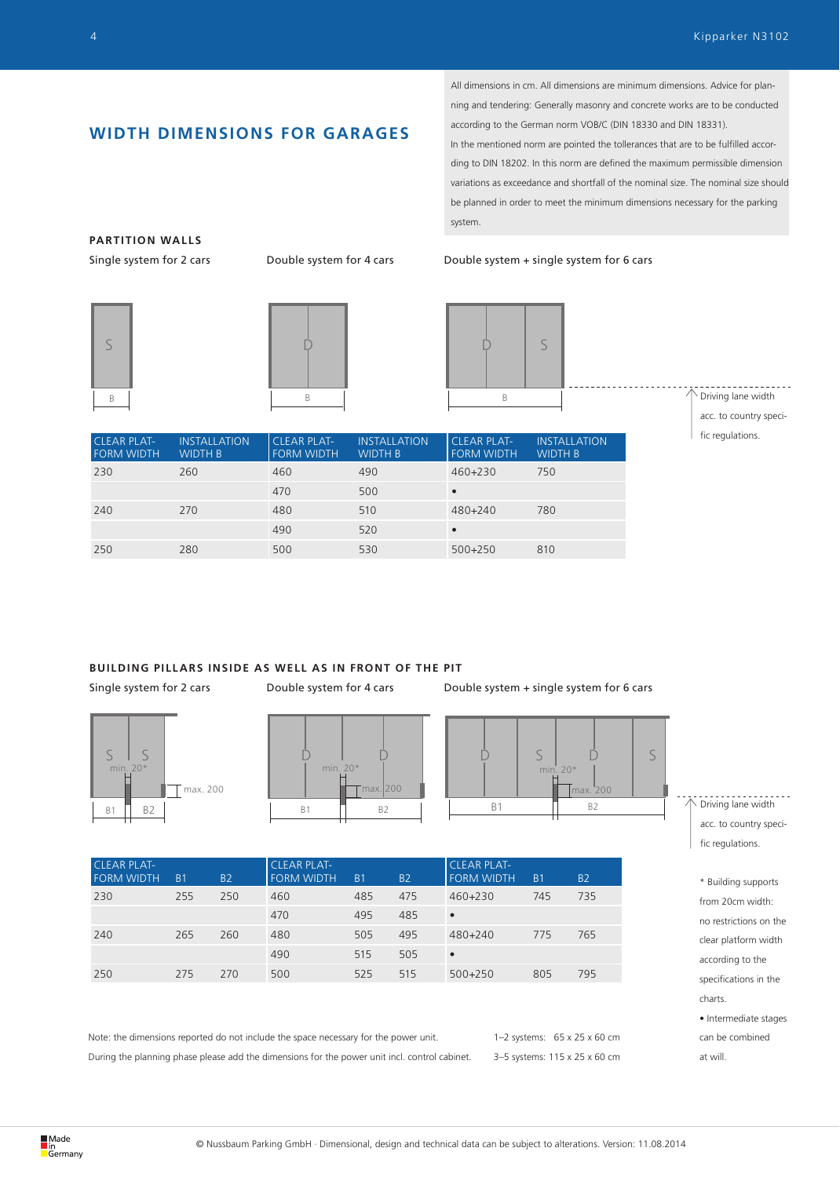## WIDTH DIMENSIONS FOR GARAGES

All dimensions in cm. All dimensions are minimum dimensions. Advice for planning and tendering: Generally masonry and concrete works are to be conducted according to the German norm VOB/C (DIN 18330 and DIN 18331).
In the mentioned norm are pointed the tolerances that are to be fulfilled according to DIN 18202. In this norm are defined the maximum permissible dimension variations as exceedance and shortfall of the nominal size. The nominal size should be planned in order to meet the minimum dimensions necessary for the parking system.

### PARTITION WALLS

Single system for 2 cars | Double system for 4 cars | Double system + single system for 6 cars

Driving lane width acc. to country specific regulations.

| CLEAR PLATFORM WIDTH | INSTALLATION WIDTH B | CLEAR PLATFORM WIDTH | INSTALLATION WIDTH B | CLEAR PLATFORM WIDTH | INSTALLATION WIDTH B |
|---|---|---|---|---|---|
| 230 | 260 | 460 | 490 | 460+230 | 750 |
| | | 470 | 500 | • | |
| 240 | 270 | 480 | 510 | 480+240 | 780 |
| | | 490 | 520 | • | |
| 250 | 280 | 500 | 530 | 500+250 | 810 |

### BUILDING PILLARS INSIDE AS WELL AS IN FRONT OF THE PIT

Single system for 2 cars | Double system for 4 cars | Double system + single system for 6 cars

Driving lane width acc. to country specific regulations.

| CLEAR PLATFORM WIDTH | B1 | B2 | CLEAR PLATFORM WIDTH | B1 | B2 | CLEAR PLATFORM WIDTH | B1 | B2 |
|---|---|---|---|---|---|---|---|---|
| 230 | 255 | 250 | 460 | 485 | 475 | 460+230 | 745 | 735 |
| | | | 470 | 495 | 485 | • | | |
| 240 | 265 | 260 | 480 | 505 | 495 | 480+240 | 775 | 765 |
| | | | 490 | 515 | 505 | • | | |
| 250 | 275 | 270 | 500 | 525 | 515 | 500+250 | 805 | 795 |

\* Building supports from 20cm width: no restrictions on the clear platform width according to the specifications in the charts.

• Intermediate stages can be combined at will.

Note: the dimensions reported do not include the space necessary for the power unit. During the planning phase please add the dimensions for the power unit incl. control cabinet.

1–2 systems: 65 x 25 x 60 cm
3–5 systems: 115 x 25 x 60 cm

Made in Germany

© Nussbaum Parking GmbH · Dimensional, design and technical data can be subject to alterations. Version: 11.08.2014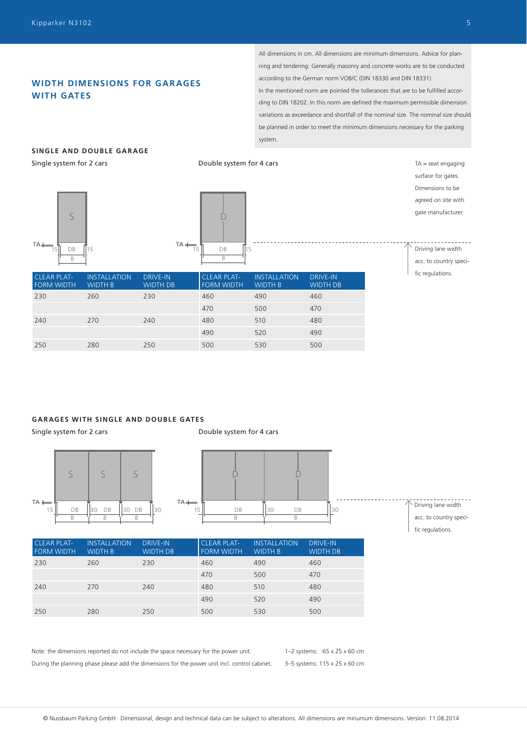## WIDTH DIMENSIONS FOR GARAGES WITH GATES

All dimensions in cm. All dimensions are minimum dimensions. Advice for planning and tendering: Generally masonry and concrete works are to be conducted according to the German norm VOB/C (DIN 18330 and DIN 18331).
In the mentioned norm are pointed the tolerances that are to be fulfilled according to DIN 18202. In this norm are defined the maximum permissible dimension variations as exceedance and shortfall of the nominal size. The nominal size should be planned in order to meet the minimum dimensions necessary for the parking system.

### SINGLE AND DOUBLE GARAGE

Single system for 2 cars

Double system for 4 cars

TA = seat engaging surface for gates. Dimensions to be agreed on site with gate manufacturer.

Driving lane width acc. to country specific regulations.

| CLEAR PLATFORM WIDTH | INSTALLATION WIDTH B | DRIVE-IN WIDTH DB | CLEAR PLATFORM WIDTH | INSTALLATION WIDTH B | DRIVE-IN WIDTH DB |
|---|---|---|---|---|---|
| 230 | 260 | 230 | 460 | 490 | 460 |
| | | | 470 | 500 | 470 |
| 240 | 270 | 240 | 480 | 510 | 480 |
| | | | 490 | 520 | 490 |
| 250 | 280 | 250 | 500 | 530 | 500 |

### GARAGES WITH SINGLE AND DOUBLE GATES

Single system for 2 cars

Double system for 4 cars

Driving lane width acc. to country specific regulations.

| CLEAR PLATFORM WIDTH | INSTALLATION WIDTH B | DRIVE-IN WIDTH DB | CLEAR PLATFORM WIDTH | INSTALLATION WIDTH B | DRIVE-IN WIDTH DB |
|---|---|---|---|---|---|
| 230 | 260 | 230 | 460 | 490 | 460 |
| | | | 470 | 500 | 470 |
| 240 | 270 | 240 | 480 | 510 | 480 |
| | | | 490 | 520 | 490 |
| 250 | 280 | 250 | 500 | 530 | 500 |

Note: the dimensions reported do not include the space necessary for the power unit. During the planning phase please add the dimensions for the power unit incl. control cabinet.

1–2 systems: 65 x 25 x 60 cm
3–5 systems: 115 x 25 x 60 cm

© Nussbaum Parking GmbH · Dimensional, design and technical data can be subject to alterations. All dimensions are minumum dimensions. Version: 11.08.2014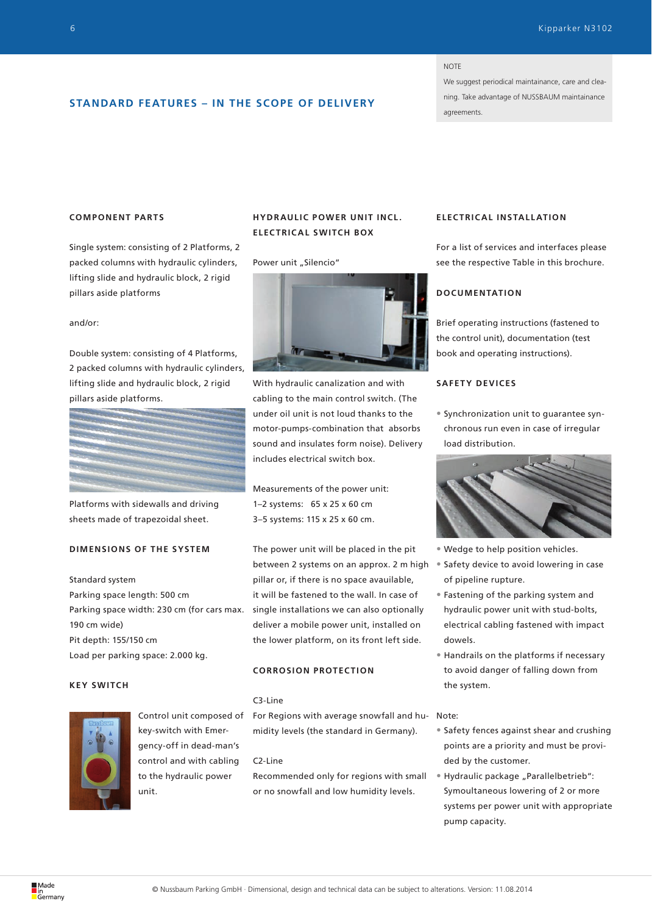> NOTE
>
> We suggest periodical maintainance, care and cleaning. Take advantage of NUSSBAUM maintainance agreements.

## STANDARD FEATURES – IN THE SCOPE OF DELIVERY

### COMPONENT PARTS

Single system: consisting of 2 Platforms, 2 packed columns with hydraulic cylinders, lifting slide and hydraulic block, 2 rigid pillars aside platforms

and/or:

Double system: consisting of 4 Platforms, 2 packed columns with hydraulic cylinders, lifting slide and hydraulic block, 2 rigid pillars aside platforms.

Platforms with sidewalls and driving sheets made of trapezoidal sheet.

### DIMENSIONS OF THE SYSTEM

Standard system
Parking space length: 500 cm
Parking space width: 230 cm (for cars max. 190 cm wide)
Pit depth: 155/150 cm
Load per parking space: 2.000 kg.

### KEY SWITCH

Control unit composed of key-switch with Emergency-off in dead-man's control and with cabling to the hydraulic power unit.

### HYDRAULIC POWER UNIT INCL. ELECTRICAL SWITCH BOX

Power unit „Silencio"

With hydraulic canalization and with cabling to the main control switch. (The under oil unit is not loud thanks to the motor-pumps-combination that absorbs sound and insulates form noise). Delivery includes electrical switch box.

Measurements of the power unit:
1–2 systems: 65 x 25 x 60 cm
3–5 systems: 115 x 25 x 60 cm.

The power unit will be placed in the pit between 2 systems on an approx. 2 m high pillar or, if there is no space avauilable, it will be fastened to the wall. In case of single installations we can also optionally deliver a mobile power unit, installed on the lower platform, on its front left side.

### CORROSION PROTECTION

C3-Line
For Regions with average snowfall and humidity levels (the standard in Germany).

C2-Line
Recommended only for regions with small or no snowfall and low humidity levels.

### ELECTRICAL INSTALLATION

For a list of services and interfaces please see the respective Table in this brochure.

### DOCUMENTATION

Brief operating instructions (fastened to the control unit), documentation (test book and operating instructions).

### SAFETY DEVICES

- Synchronization unit to guarantee synchronous run even in case of irregular load distribution.
- Wedge to help position vehicles.
- Safety device to avoid lowering in case of pipeline rupture.
- Fastening of the parking system and hydraulic power unit with stud-bolts, electrical cabling fastened with impact dowels.
- Handrails on the platforms if necessary to avoid danger of falling down from the system.

Note:

- Safety fences against shear and crushing points are a priority and must be provided by the customer.
- Hydraulic package „Parallelbetrieb": Symoultaneous lowering of 2 or more systems per power unit with appropriate pump capacity.

© Nussbaum Parking GmbH · Dimensional, design and technical data can be subject to alterations. Version: 11.08.2014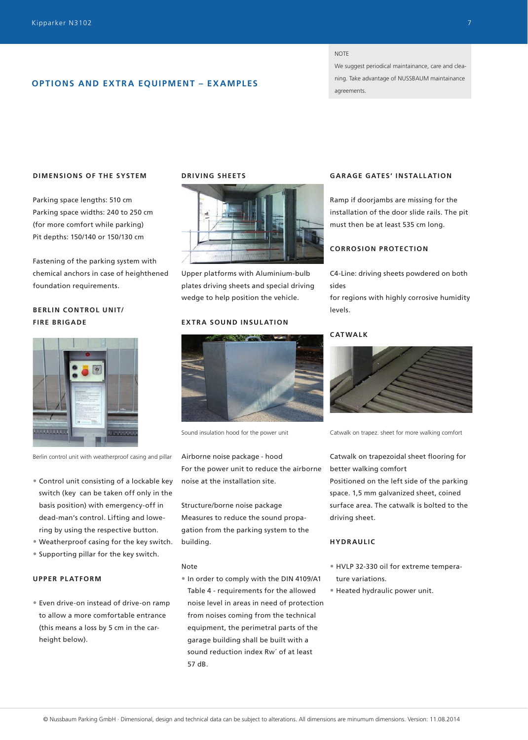## OPTIONS AND EXTRA EQUIPMENT – EXAMPLES

NOTE

We suggest periodical maintainance, care and cleaning. Take advantage of NUSSBAUM maintainance agreements.

### DIMENSIONS OF THE SYSTEM

Parking space lengths: 510 cm
Parking space widths: 240 to 250 cm
(for more comfort while parking)
Pit depths: 150/140 or 150/130 cm

Fastening of the parking system with chemical anchors in case of heighthened foundation requirements.

### BERLIN CONTROL UNIT/ FIRE BRIGADE

Berlin control unit with weatherproof casing and pillar

- Control unit consisting of a lockable key switch (key can be taken off only in the basis position) with emergency-off in dead-man's control. Lifting and lowering by using the respective button.
- Weatherproof casing for the key switch.
- Supporting pillar for the key switch.

### UPPER PLATFORM

- Even drive-on instead of drive-on ramp to allow a more comfortable entrance (this means a loss by 5 cm in the carheight below).

### DRIVING SHEETS

Upper platforms with Aluminium-bulb plates driving sheets and special driving wedge to help position the vehicle.

### EXTRA SOUND INSULATION

Sound insulation hood for the power unit

Airborne noise package - hood
For the power unit to reduce the airborne noise at the installation site.

Structure/borne noise package
Measures to reduce the sound propagation from the parking system to the building.

Note

- In order to comply with the DIN 4109/A1 Table 4 - requirements for the allowed noise level in areas in need of protection from noises coming from the technical equipment, the perimetral parts of the garage building shall be built with a sound reduction index Rw´ of at least 57 dB.

### GARAGE GATES' INSTALLATION

Ramp if doorjambs are missing for the installation of the door slide rails. The pit must then be at least 535 cm long.

### CORROSION PROTECTION

C4-Line: driving sheets powdered on both sides
for regions with highly corrosive humidity levels.

### CATWALK

Catwalk on trapez. sheet for more walking comfort

Catwalk on trapezoidal sheet flooring for better walking comfort
Positioned on the left side of the parking space. 1,5 mm galvanized sheet, coined surface area. The catwalk is bolted to the driving sheet.

### HYDRAULIC

- HVLP 32-330 oil for extreme temperature variations.
- Heated hydraulic power unit.

© Nussbaum Parking GmbH · Dimensional, design and technical data can be subject to alterations. All dimensions are minumum dimensions. Version: 11.08.2014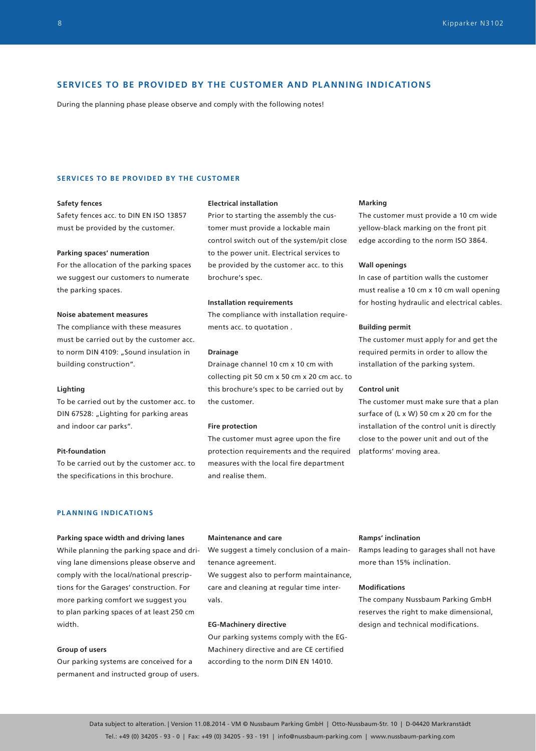## SERVICES TO BE PROVIDED BY THE CUSTOMER AND PLANNING INDICATIONS

During the planning phase please observe and comply with the following notes!

### SERVICES TO BE PROVIDED BY THE CUSTOMER

**Safety fences**
Safety fences acc. to DIN EN ISO 13857 must be provided by the customer.

**Parking spaces' numeration**
For the allocation of the parking spaces we suggest our customers to numerate the parking spaces.

**Noise abatement measures**
The compliance with these measures must be carried out by the customer acc. to norm DIN 4109: „Sound insulation in building construction".

**Lighting**
To be carried out by the customer acc. to DIN 67528: „Lighting for parking areas and indoor car parks".

**Pit-foundation**
To be carried out by the customer acc. to the specifications in this brochure.

**Electrical installation**
Prior to starting the assembly the customer must provide a lockable main control switch out of the system/pit close to the power unit. Electrical services to be provided by the customer acc. to this brochure's spec.

**Installation requirements**
The compliance with installation requirements acc. to quotation .

**Drainage**
Drainage channel 10 cm x 10 cm with collecting pit 50 cm x 50 cm x 20 cm acc. to this brochure's spec to be carried out by the customer.

**Fire protection**
The customer must agree upon the fire protection requirements and the required measures with the local fire department and realise them.

**Marking**
The customer must provide a 10 cm wide yellow-black marking on the front pit edge according to the norm ISO 3864.

**Wall openings**
In case of partition walls the customer must realise a 10 cm x 10 cm wall opening for hosting hydraulic and electrical cables.

**Building permit**
The customer must apply for and get the required permits in order to allow the installation of the parking system.

**Control unit**
The customer must make sure that a plan surface of (L x W) 50 cm x 20 cm for the installation of the control unit is directly close to the power unit and out of the platforms' moving area.

### PLANNING INDICATIONS

**Parking space width and driving lanes**
While planning the parking space and driving lane dimensions please observe and comply with the local/national prescriptions for the Garages' construction. For more parking comfort we suggest you to plan parking spaces of at least 250 cm width.

**Group of users**
Our parking systems are conceived for a permanent and instructed group of users.

**Maintenance and care**
We suggest a timely conclusion of a maintenance agreement.
We suggest also to perform maintainance, care and cleaning at regular time intervals.

**EG-Machinery directive**
Our parking systems comply with the EG-Machinery directive and are CE certified according to the norm DIN EN 14010.

**Ramps' inclination**
Ramps leading to garages shall not have more than 15% inclination.

**Modifications**
The company Nussbaum Parking GmbH reserves the right to make dimensional, design and technical modifications.

Data subject to alteration. | Version 11.08.2014 - VM © Nussbaum Parking GmbH | Otto-Nussbaum-Str. 10 | D-04420 Markranstädt
Tel.: +49 (0) 34205 - 93 - 0 | Fax: +49 (0) 34205 - 93 - 191 | info@nussbaum-parking.com | www.nussbaum-parking.com